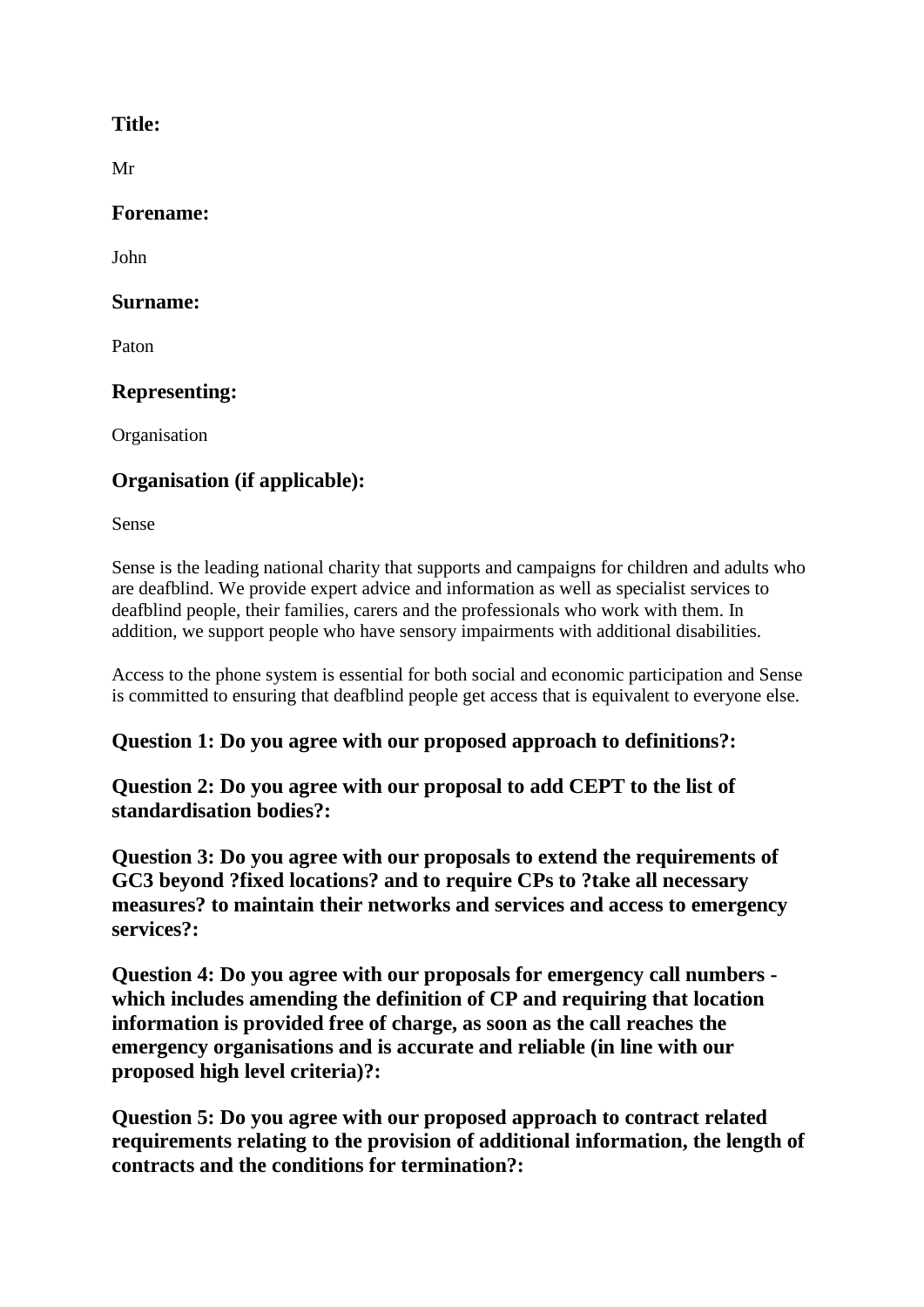**Title:**

Mr

**Forename:**

John

**Surname:**

Paton

**Representing:**

Organisation

**Organisation (if applicable):**

Sense

Sense is the leading national charity that supports and campaigns for children and adults who are deafblind. We provide expert advice and information as well as specialist services to deafblind people, their families, carers and the professionals who work with them. In addition, we support people who have sensory impairments with additional disabilities.

Access to the phone system is essential for both social and economic participation and Sense is committed to ensuring that deafblind people get access that is equivalent to everyone else.

**Question 1: Do you agree with our proposed approach to definitions?:**

**Question 2: Do you agree with our proposal to add CEPT to the list of standardisation bodies?:**

**Question 3: Do you agree with our proposals to extend the requirements of GC3 beyond ?fixed locations? and to require CPs to ?take all necessary measures? to maintain their networks and services and access to emergency services?:**

**Question 4: Do you agree with our proposals for emergency call numbers - which includes amending the definition of CP and requiring that location information is provided free of charge, as soon as the call reaches the emergency organisations and is accurate and reliable (in line with our proposed high level criteria)?:**

**Question 5: Do you agree with our proposed approach to contract related requirements relating to the provision of additional information, the length of contracts and the conditions for termination?:**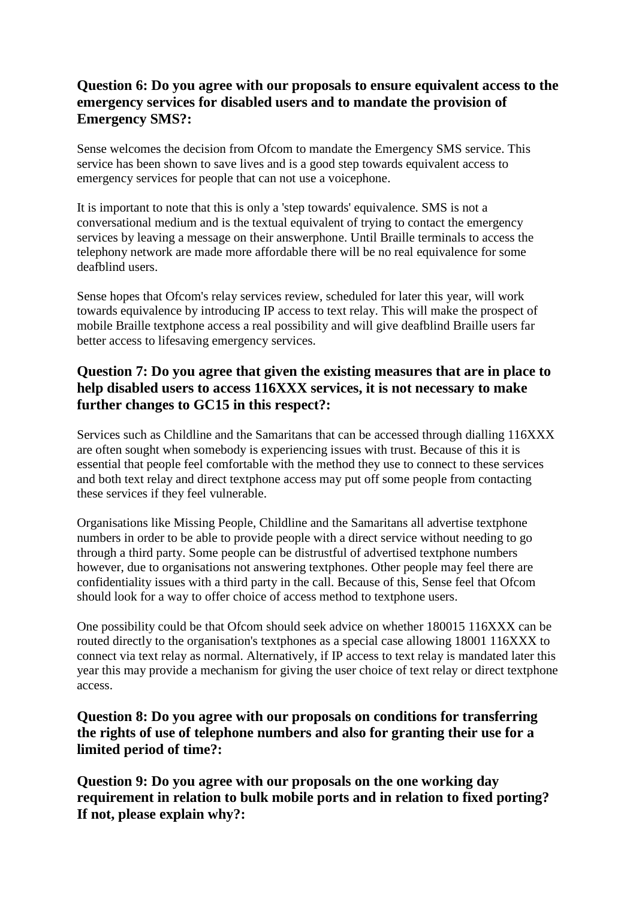### Question 6: Do you agree with our proposals to ensure equivalent access to the emergency services for disabled users and to mandate the provision of Emergency SMS?:

Sense welcomes the decision from Ofcom to mandate the Emergency SMS service. This service has been shown to save lives and is a good step towards equivalent access to emergency services for people that can not use a voicephone.

It is important to note that this is only a 'step towards' equivalence. SMS is not a conversational medium and is the textual equivalent of trying to contact the emergency services by leaving a message on their answerphone. Until Braille terminals to access the telephony network are made more affordable there will be no real equivalence for some deafblind users.

Sense hopes that Ofcom's relay services review, scheduled for later this year, will work towards equivalence by introducing IP access to text relay. This will make the prospect of mobile Braille textphone access a real possibility and will give deafblind Braille users far better access to lifesaving emergency services.

### Question 7: Do you agree that given the existing measures that are in place to help disabled users to access 116XXX services, it is not necessary to make further changes to GC15 in this respect?:

Services such as Childline and the Samaritans that can be accessed through dialling 116XXX are often sought when somebody is experiencing issues with trust. Because of this it is essential that people feel comfortable with the method they use to connect to these services and both text relay and direct textphone access may put off some people from contacting these services if they feel vulnerable.

Organisations like Missing People, Childline and the Samaritans all advertise textphone numbers in order to be able to provide people with a direct service without needing to go through a third party. Some people can be distrustful of advertised textphone numbers however, due to organisations not answering textphones. Other people may feel there are confidentiality issues with a third party in the call. Because of this, Sense feel that Ofcom should look for a way to offer choice of access method to textphone users.

One possibility could be that Ofcom should seek advice on whether 180015 116XXX can be routed directly to the organisation's textphones as a special case allowing 18001 116XXX to connect via text relay as normal. Alternatively, if IP access to text relay is mandated later this year this may provide a mechanism for giving the user choice of text relay or direct textphone access.

### Question 8: Do you agree with our proposals on conditions for transferring the rights of use of telephone numbers and also for granting their use for a limited period of time?:

### Question 9: Do you agree with our proposals on the one working day requirement in relation to bulk mobile ports and in relation to fixed porting? If not, please explain why?: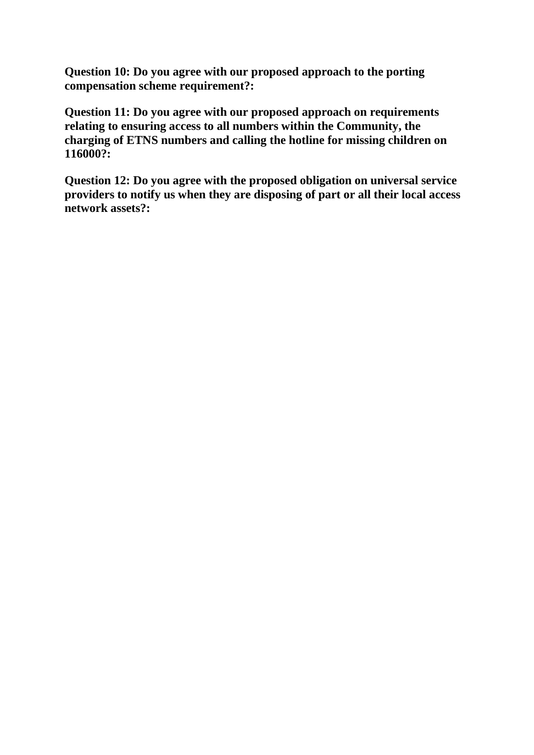**Question 10: Do you agree with our proposed approach to the porting compensation scheme requirement?:**

**Question 11: Do you agree with our proposed approach on requirements relating to ensuring access to all numbers within the Community, the charging of ETNS numbers and calling the hotline for missing children on 116000?:**

**Question 12: Do you agree with the proposed obligation on universal service providers to notify us when they are disposing of part or all their local access network assets?:**